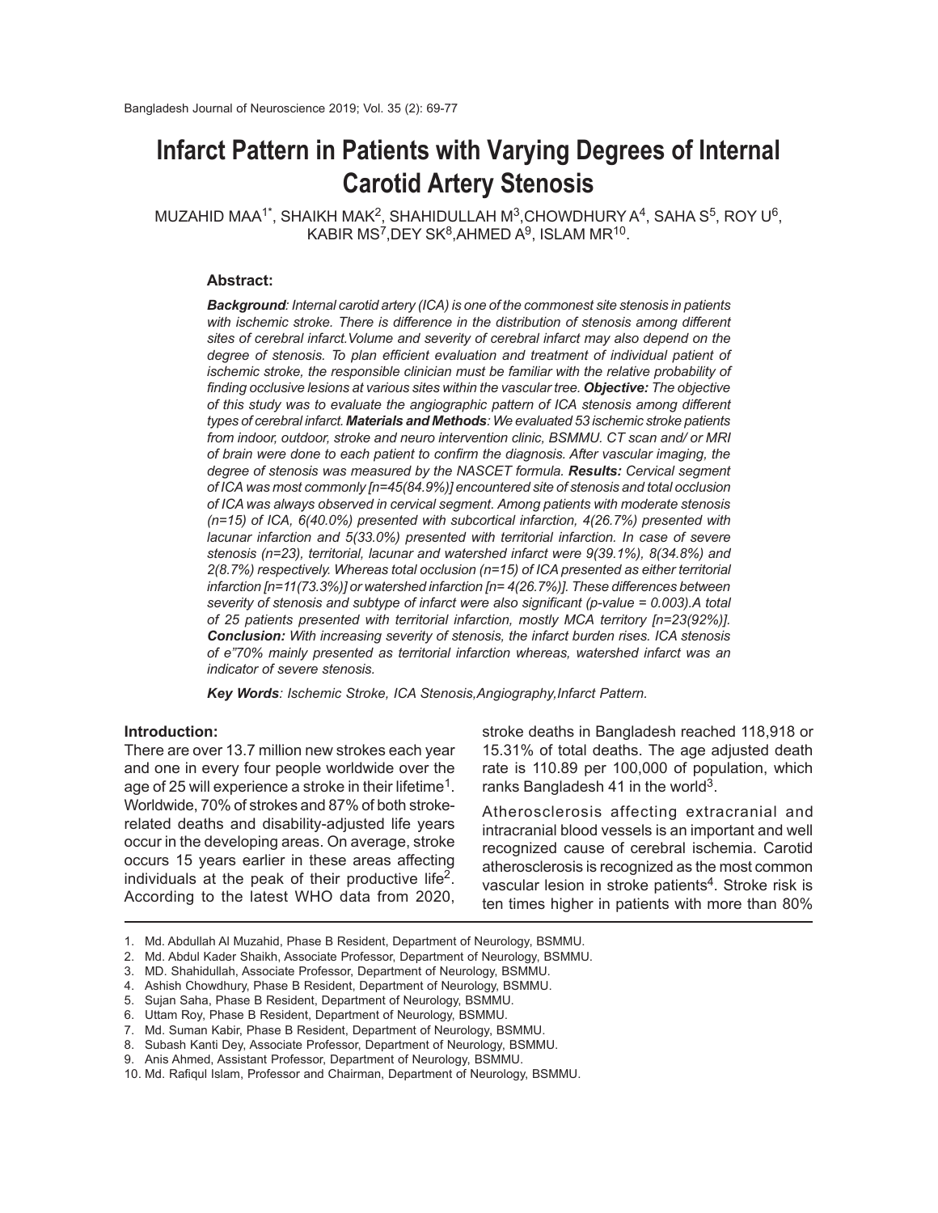# Infarct Pattern in Patients with Varying Degrees of Internal Carotid Artery Stenosis

MUZAHID MAA[1*], SHAIKH MAK[2], SHAHIDULLAH M[3], CHOWDHURY A[4], SAHA S[5], ROY U[6], KABIR MS[7], DEY SK[8], AHMED A[9], ISLAM MR[10].

## Abstract:

***Background**: Internal carotid artery (ICA) is one of the commonest site stenosis in patients with ischemic stroke. There is difference in the distribution of stenosis among different sites of cerebral infarct.Volume and severity of cerebral infarct may also depend on the degree of stenosis. To plan efficient evaluation and treatment of individual patient of ischemic stroke, the responsible clinician must be familiar with the relative probability of finding occlusive lesions at various sites within the vascular tree. **Objective:** The objective of this study was to evaluate the angiographic pattern of ICA stenosis among different types of cerebral infarct. **Materials and Methods**: We evaluated 53 ischemic stroke patients from indoor, outdoor, stroke and neuro intervention clinic, BSMMU. CT scan and/ or MRI of brain were done to each patient to confirm the diagnosis. After vascular imaging, the degree of stenosis was measured by the NASCET formula. **Results:** Cervical segment of ICA was most commonly [n=45(84.9%)] encountered site of stenosis and total occlusion of ICA was always observed in cervical segment. Among patients with moderate stenosis (n=15) of ICA, 6(40.0%) presented with subcortical infarction, 4(26.7%) presented with lacunar infarction and 5(33.0%) presented with territorial infarction. In case of severe stenosis (n=23), territorial, lacunar and watershed infarct were 9(39.1%), 8(34.8%) and 2(8.7%) respectively. Whereas total occlusion (n=15) of ICA presented as either territorial infarction [n=11(73.3%)] or watershed infarction [n= 4(26.7%)]. These differences between severity of stenosis and subtype of infarct were also significant (p-value = 0.003).A total of 25 patients presented with territorial infarction, mostly MCA territory [n=23(92%)]. **Conclusion:** With increasing severity of stenosis, the infarct burden rises. ICA stenosis of e"70% mainly presented as territorial infarction whereas, watershed infarct was an indicator of severe stenosis.*

***Key Words**: Ischemic Stroke, ICA Stenosis,Angiography,Infarct Pattern.*

## Introduction:

There are over 13.7 million new strokes each year and one in every four people worldwide over the age of 25 will experience a stroke in their lifetime[1]. Worldwide, 70% of strokes and 87% of both stroke-related deaths and disability-adjusted life years occur in the developing areas. On average, stroke occurs 15 years earlier in these areas affecting individuals at the peak of their productive life[2]. According to the latest WHO data from 2020, stroke deaths in Bangladesh reached 118,918 or 15.31% of total deaths. The age adjusted death rate is 110.89 per 100,000 of population, which ranks Bangladesh 41 in the world[3].

Atherosclerosis affecting extracranial and intracranial blood vessels is an important and well recognized cause of cerebral ischemia. Carotid atherosclerosis is recognized as the most common vascular lesion in stroke patients[4]. Stroke risk is ten times higher in patients with more than 80%

---

1. Md. Abdullah Al Muzahid, Phase B Resident, Department of Neurology, BSMMU.
2. Md. Abdul Kader Shaikh, Associate Professor, Department of Neurology, BSMMU.
3. MD. Shahidullah, Associate Professor, Department of Neurology, BSMMU.
4. Ashish Chowdhury, Phase B Resident, Department of Neurology, BSMMU.
5. Sujan Saha, Phase B Resident, Department of Neurology, BSMMU.
6. Uttam Roy, Phase B Resident, Department of Neurology, BSMMU.
7. Md. Suman Kabir, Phase B Resident, Department of Neurology, BSMMU.
8. Subash Kanti Dey, Associate Professor, Department of Neurology, BSMMU.
9. Anis Ahmed, Assistant Professor, Department of Neurology, BSMMU.
10. Md. Rafiqul Islam, Professor and Chairman, Department of Neurology, BSMMU.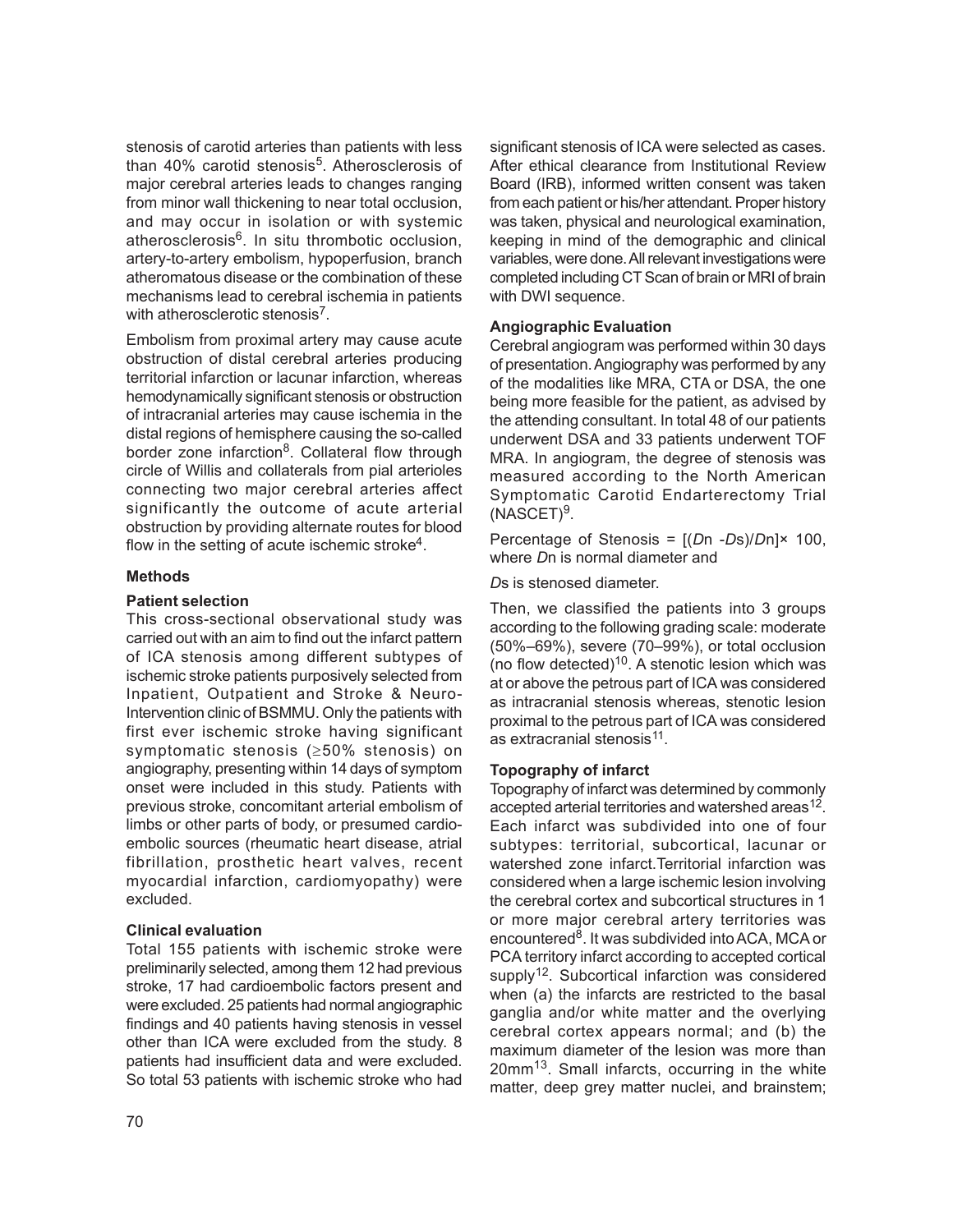stenosis of carotid arteries than patients with less than 40% carotid stenosis[5]. Atherosclerosis of major cerebral arteries leads to changes ranging from minor wall thickening to near total occlusion, and may occur in isolation or with systemic atherosclerosis[6]. In situ thrombotic occlusion, artery-to-artery embolism, hypoperfusion, branch atheromatous disease or the combination of these mechanisms lead to cerebral ischemia in patients with atherosclerotic stenosis[7].

Embolism from proximal artery may cause acute obstruction of distal cerebral arteries producing territorial infarction or lacunar infarction, whereas hemodynamically significant stenosis or obstruction of intracranial arteries may cause ischemia in the distal regions of hemisphere causing the so-called border zone infarction[8]. Collateral flow through circle of Willis and collaterals from pial arterioles connecting two major cerebral arteries affect significantly the outcome of acute arterial obstruction by providing alternate routes for blood flow in the setting of acute ischemic stroke[4].

## Methods

### Patient selection

This cross-sectional observational study was carried out with an aim to find out the infarct pattern of ICA stenosis among different subtypes of ischemic stroke patients purposively selected from Inpatient, Outpatient and Stroke & Neuro-Intervention clinic of BSMMU. Only the patients with first ever ischemic stroke having significant symptomatic stenosis (≥50% stenosis) on angiography, presenting within 14 days of symptom onset were included in this study. Patients with previous stroke, concomitant arterial embolism of limbs or other parts of body, or presumed cardio-embolic sources (rheumatic heart disease, atrial fibrillation, prosthetic heart valves, recent myocardial infarction, cardiomyopathy) were excluded.

### Clinical evaluation

Total 155 patients with ischemic stroke were preliminarily selected, among them 12 had previous stroke, 17 had cardioembolic factors present and were excluded. 25 patients had normal angiographic findings and 40 patients having stenosis in vessel other than ICA were excluded from the study. 8 patients had insufficient data and were excluded. So total 53 patients with ischemic stroke who had significant stenosis of ICA were selected as cases. After ethical clearance from Institutional Review Board (IRB), informed written consent was taken from each patient or his/her attendant. Proper history was taken, physical and neurological examination, keeping in mind of the demographic and clinical variables, were done. All relevant investigations were completed including CT Scan of brain or MRI of brain with DWI sequence.

### Angiographic Evaluation

Cerebral angiogram was performed within 30 days of presentation. Angiography was performed by any of the modalities like MRA, CTA or DSA, the one being more feasible for the patient, as advised by the attending consultant. In total 48 of our patients underwent DSA and 33 patients underwent TOF MRA. In angiogram, the degree of stenosis was measured according to the North American Symptomatic Carotid Endarterectomy Trial (NASCET)[9].

Percentage of Stenosis = $[(Dn - Ds)/Dn] \times 100$, where $Dn$ is normal diameter and

$Ds$ is stenosed diameter.

Then, we classified the patients into 3 groups according to the following grading scale: moderate (50%–69%), severe (70–99%), or total occlusion (no flow detected)[10]. A stenotic lesion which was at or above the petrous part of ICA was considered as intracranial stenosis whereas, stenotic lesion proximal to the petrous part of ICA was considered as extracranial stenosis[11].

### Topography of infarct

Topography of infarct was determined by commonly accepted arterial territories and watershed areas[12]. Each infarct was subdivided into one of four subtypes: territorial, subcortical, lacunar or watershed zone infarct.Territorial infarction was considered when a large ischemic lesion involving the cerebral cortex and subcortical structures in 1 or more major cerebral artery territories was encountered[8]. It was subdivided into ACA, MCA or PCA territory infarct according to accepted cortical supply[12]. Subcortical infarction was considered when (a) the infarcts are restricted to the basal ganglia and/or white matter and the overlying cerebral cortex appears normal; and (b) the maximum diameter of the lesion was more than 20mm[13]. Small infarcts, occurring in the white matter, deep grey matter nuclei, and brainstem;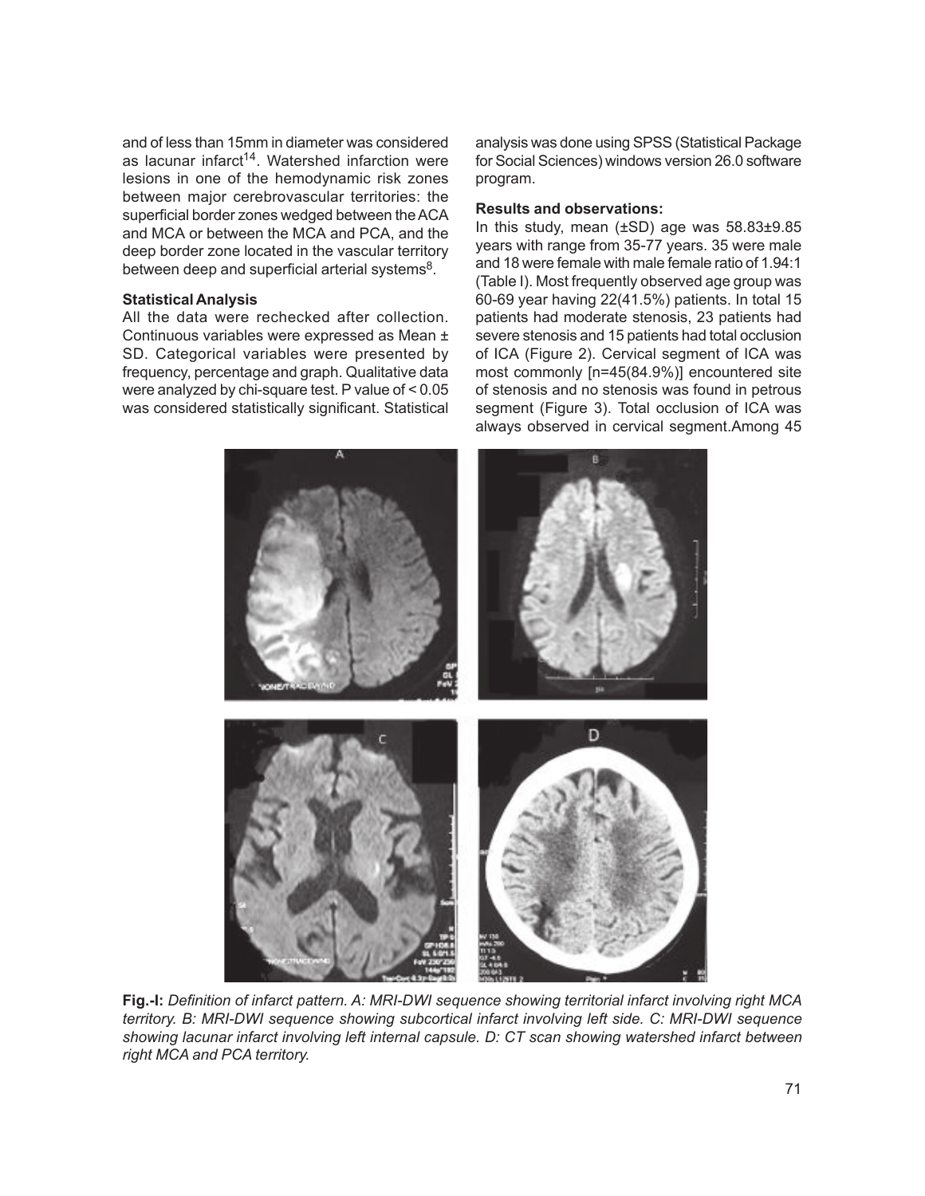and of less than 15mm in diameter was considered as lacunar infarct[14]. Watershed infarction were lesions in one of the hemodynamic risk zones between major cerebrovascular territories: the superficial border zones wedged between the ACA and MCA or between the MCA and PCA, and the deep border zone located in the vascular territory between deep and superficial arterial systems[8].

### Statistical Analysis

All the data were rechecked after collection. Continuous variables were expressed as Mean ± SD. Categorical variables were presented by frequency, percentage and graph. Qualitative data were analyzed by chi-square test. P value of < 0.05 was considered statistically significant. Statistical analysis was done using SPSS (Statistical Package for Social Sciences) windows version 26.0 software program.

### Results and observations:

In this study, mean (±SD) age was 58.83±9.85 years with range from 35-77 years. 35 were male and 18 were female with male female ratio of 1.94:1 (Table I). Most frequently observed age group was 60-69 year having 22(41.5%) patients. In total 15 patients had moderate stenosis, 23 patients had severe stenosis and 15 patients had total occlusion of ICA (Figure 2). Cervical segment of ICA was most commonly [n=45(84.9%)] encountered site of stenosis and no stenosis was found in petrous segment (Figure 3). Total occlusion of ICA was always observed in cervical segment.Among 45

**Fig.-I:** *Definition of infarct pattern. A: MRI-DWI sequence showing territorial infarct involving right MCA territory. B: MRI-DWI sequence showing subcortical infarct involving left side. C: MRI-DWI sequence showing lacunar infarct involving left internal capsule. D: CT scan showing watershed infarct between right MCA and PCA territory.*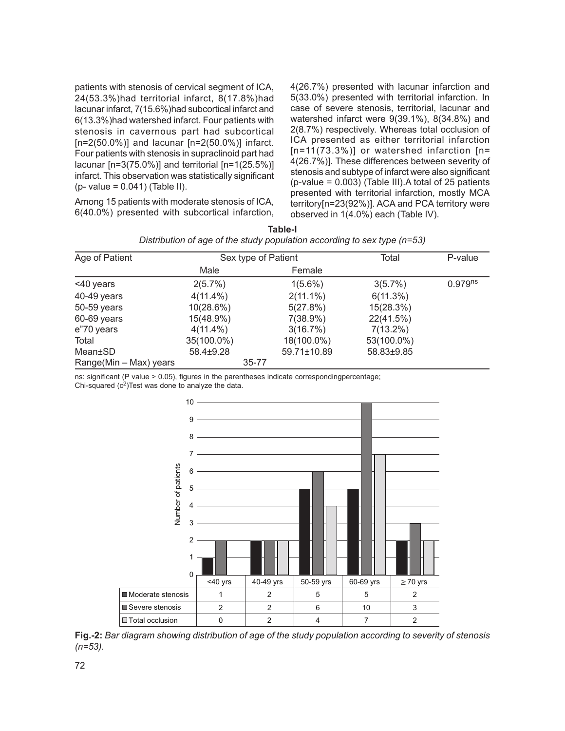patients with stenosis of cervical segment of ICA, 24(53.3%)had territorial infarct, 8(17.8%)had lacunar infarct, 7(15.6%)had subcortical infarct and 6(13.3%)had watershed infarct. Four patients with stenosis in cavernous part had subcortical [n=2(50.0%)] and lacunar [n=2(50.0%)] infarct. Four patients with stenosis in supraclinoid part had lacunar [n=3(75.0%)] and territorial [n=1(25.5%)] infarct. This observation was statistically significant (p- value = 0.041) (Table II).

Among 15 patients with moderate stenosis of ICA, 6(40.0%) presented with subcortical infarction, 4(26.7%) presented with lacunar infarction and 5(33.0%) presented with territorial infarction. In case of severe stenosis, territorial, lacunar and watershed infarct were 9(39.1%), 8(34.8%) and 2(8.7%) respectively. Whereas total occlusion of ICA presented as either territorial infarction [n=11(73.3%)] or watershed infarction [n= 4(26.7%)]. These differences between severity of stenosis and subtype of infarct were also significant (p-value = 0.003) (Table III).A total of 25 patients presented with territorial infarction, mostly MCA territory[n=23(92%)]. ACA and PCA territory were observed in 1(4.0%) each (Table IV).

**Table-I**

*Distribution of age of the study population according to sex type (n=53)*

| Age of Patient | Sex type of Patient | | Total | P-value |
|---|---|---|---|---|
| | Male | Female | | |
| <40 years | 2(5.7%) | 1(5.6%) | 3(5.7%) | 0.979ns |
| 40-49 years | 4(11.4%) | 2(11.1%) | 6(11.3%) | |
| 50-59 years | 10(28.6%) | 5(27.8%) | 15(28.3%) | |
| 60-69 years | 15(48.9%) | 7(38.9%) | 22(41.5%) | |
| e"70 years | 4(11.4%) | 3(16.7%) | 7(13.2%) | |
| Total | 35(100.0%) | 18(100.0%) | 53(100.0%) | |
| Mean±SD | 58.4±9.28 | 59.71±10.89 | 58.83±9.85 | |
| Range(Min – Max) years | 35-77 | | | |

ns: significant (P value > 0.05), figures in the parentheses indicate correspondingpercentage;
Chi-squared ($c^2$)Test was done to analyze the data.

| | <40 yrs | 40-49 yrs | 50-59 yrs | 60-69 yrs | ≥70 yrs |
|---|---|---|---|---|---|
| Moderate stenosis | 1 | 2 | 5 | 5 | 2 |
| Severe stenosis | 2 | 2 | 6 | 10 | 3 |
| Total occlusion | 0 | 2 | 4 | 7 | 2 |

**Fig.-2:** *Bar diagram showing distribution of age of the study population according to severity of stenosis (n=53).*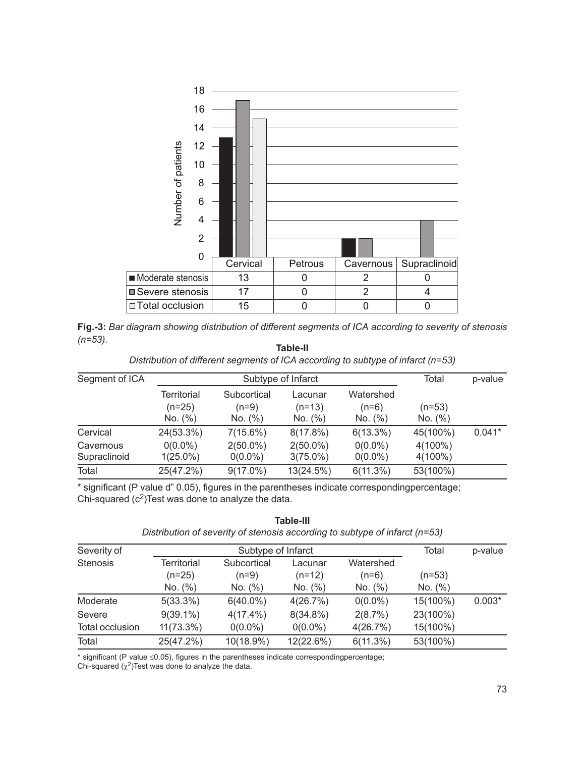| | Cervical | Petrous | Cavernous | Supraclinoid |
|---|---|---|---|---|
| Moderate stenosis | 13 | 0 | 2 | 0 |
| Severe stenosis | 17 | 0 | 2 | 4 |
| Total occlusion | 15 | 0 | 0 | 0 |

**Fig.-3:** *Bar diagram showing distribution of different segments of ICA according to severity of stenosis (n=53).*

**Table-II**

*Distribution of different segments of ICA according to subtype of infarct (n=53)*

| Segment of ICA | Subtype of Infarct | | | | Total | p-value |
|---|---|---|---|---|---|---|
| | Territorial (n=25) No. (%) | Subcortical (n=9) No. (%) | Lacunar (n=13) No. (%) | Watershed (n=6) No. (%) | (n=53) No. (%) | |
| Cervical | 24(53.3%) | 7(15.6%) | 8(17.8%) | 6(13.3%) | 45(100%) | 0.041* |
| Cavernous | 0(0.0%) | 2(50.0%) | 2(50.0%) | 0(0.0%) | 4(100%) | |
| Supraclinoid | 1(25.0%) | 0(0.0%) | 3(75.0%) | 0(0.0%) | 4(100%) | |
| Total | 25(47.2%) | 9(17.0%) | 13(24.5%) | 6(11.3%) | 53(100%) | |

\* significant (P value d" 0.05), figures in the parentheses indicate correspondingpercentage; Chi-squared ($c^2$)Test was done to analyze the data.

**Table-III**

*Distribution of severity of stenosis according to subtype of infarct (n=53)*

| Severity of Stenosis | Subtype of Infarct | | | | Total | p-value |
|---|---|---|---|---|---|---|
| | Territorial (n=25) No. (%) | Subcortical (n=9) No. (%) | Lacunar (n=12) No. (%) | Watershed (n=6) No. (%) | (n=53) No. (%) | |
| Moderate | 5(33.3%) | 6(40.0%) | 4(26.7%) | 0(0.0%) | 15(100%) | 0.003* |
| Severe | 9(39.1%) | 4(17.4%) | 8(34.8%) | 2(8.7%) | 23(100%) | |
| Total occlusion | 11(73.3%) | 0(0.0%) | 0(0.0%) | 4(26.7%) | 15(100%) | |
| Total | 25(47.2%) | 10(18.9%) | 12(22.6%) | 6(11.3%) | 53(100%) | |

\* significant (P value ≤0.05), figures in the parentheses indicate correspondingpercentage; Chi-squared ($\chi^2$)Test was done to analyze the data.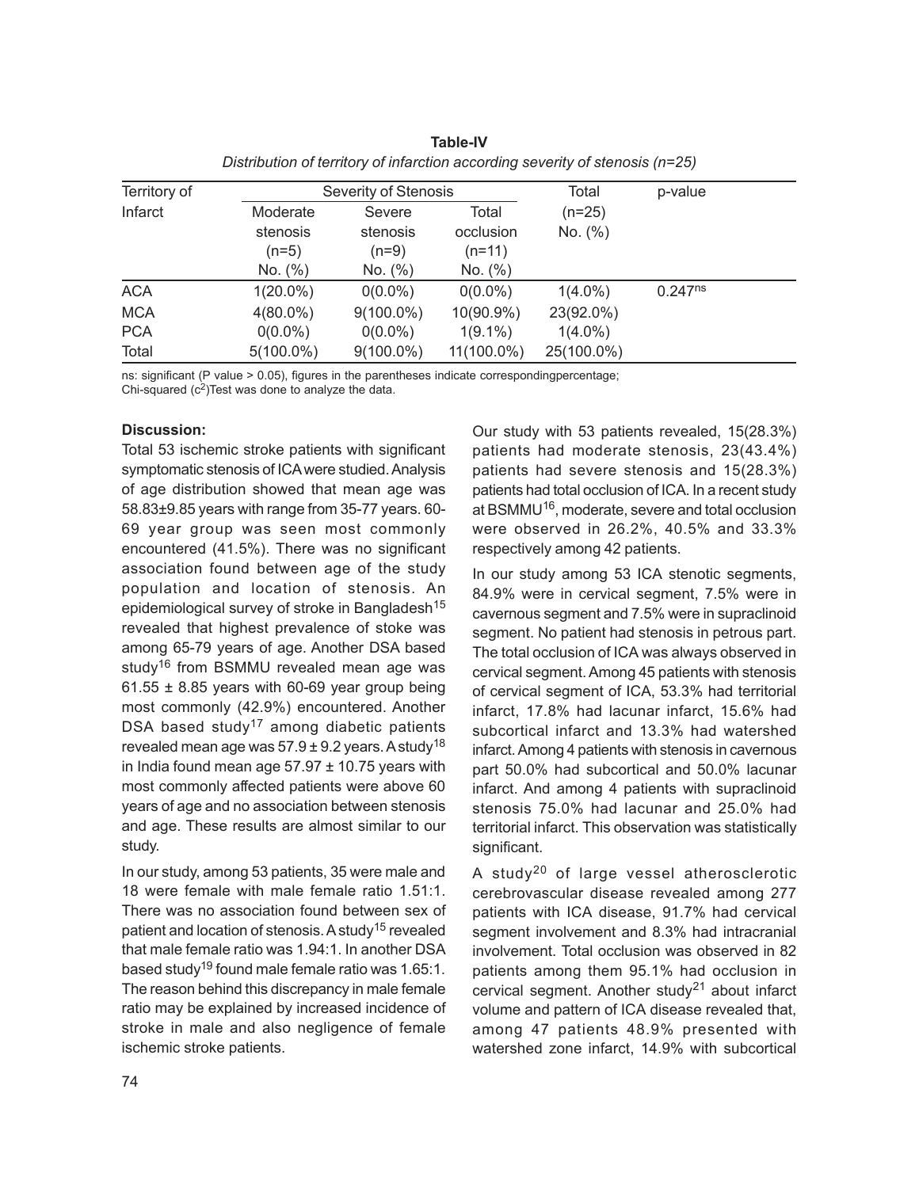**Table-IV**

*Distribution of territory of infarction according severity of stenosis (n=25)*

| Territory of Infarct | Severity of Stenosis | | | Total (n=25) No. (%) | p-value |
|---|---|---|---|---|---|
| | Moderate stenosis (n=5) No. (%) | Severe stenosis (n=9) No. (%) | Total occlusion (n=11) No. (%) | | |
| ACA | 1(20.0%) | 0(0.0%) | 0(0.0%) | 1(4.0%) | 0.247[ns] |
| MCA | 4(80.0%) | 9(100.0%) | 10(90.9%) | 23(92.0%) | |
| PCA | 0(0.0%) | 0(0.0%) | 1(9.1%) | 1(4.0%) | |
| Total | 5(100.0%) | 9(100.0%) | 11(100.0%) | 25(100.0%) | |

ns: significant (P value > 0.05), figures in the parentheses indicate correspondingpercentage;
Chi-squared ($c^2$)Test was done to analyze the data.

**Discussion:**

Total 53 ischemic stroke patients with significant symptomatic stenosis of ICA were studied. Analysis of age distribution showed that mean age was 58.83±9.85 years with range from 35-77 years. 60-69 year group was seen most commonly encountered (41.5%). There was no significant association found between age of the study population and location of stenosis. An epidemiological survey of stroke in Bangladesh[15] revealed that highest prevalence of stoke was among 65-79 years of age. Another DSA based study[16] from BSMMU revealed mean age was 61.55 ± 8.85 years with 60-69 year group being most commonly (42.9%) encountered. Another DSA based study[17] among diabetic patients revealed mean age was 57.9 ± 9.2 years. A study[18] in India found mean age 57.97 ± 10.75 years with most commonly affected patients were above 60 years of age and no association between stenosis and age. These results are almost similar to our study.

In our study, among 53 patients, 35 were male and 18 were female with male female ratio 1.51:1. There was no association found between sex of patient and location of stenosis. A study[15] revealed that male female ratio was 1.94:1. In another DSA based study[19] found male female ratio was 1.65:1. The reason behind this discrepancy in male female ratio may be explained by increased incidence of stroke in male and also negligence of female ischemic stroke patients.

Our study with 53 patients revealed, 15(28.3%) patients had moderate stenosis, 23(43.4%) patients had severe stenosis and 15(28.3%) patients had total occlusion of ICA. In a recent study at BSMMU[16], moderate, severe and total occlusion were observed in 26.2%, 40.5% and 33.3% respectively among 42 patients.

In our study among 53 ICA stenotic segments, 84.9% were in cervical segment, 7.5% were in cavernous segment and 7.5% were in supraclinoid segment. No patient had stenosis in petrous part. The total occlusion of ICA was always observed in cervical segment. Among 45 patients with stenosis of cervical segment of ICA, 53.3% had territorial infarct, 17.8% had lacunar infarct, 15.6% had subcortical infarct and 13.3% had watershed infarct. Among 4 patients with stenosis in cavernous part 50.0% had subcortical and 50.0% lacunar infarct. And among 4 patients with supraclinoid stenosis 75.0% had lacunar and 25.0% had territorial infarct. This observation was statistically significant.

A study[20] of large vessel atherosclerotic cerebrovascular disease revealed among 277 patients with ICA disease, 91.7% had cervical segment involvement and 8.3% had intracranial involvement. Total occlusion was observed in 82 patients among them 95.1% had occlusion in cervical segment. Another study[21] about infarct volume and pattern of ICA disease revealed that, among 47 patients 48.9% presented with watershed zone infarct, 14.9% with subcortical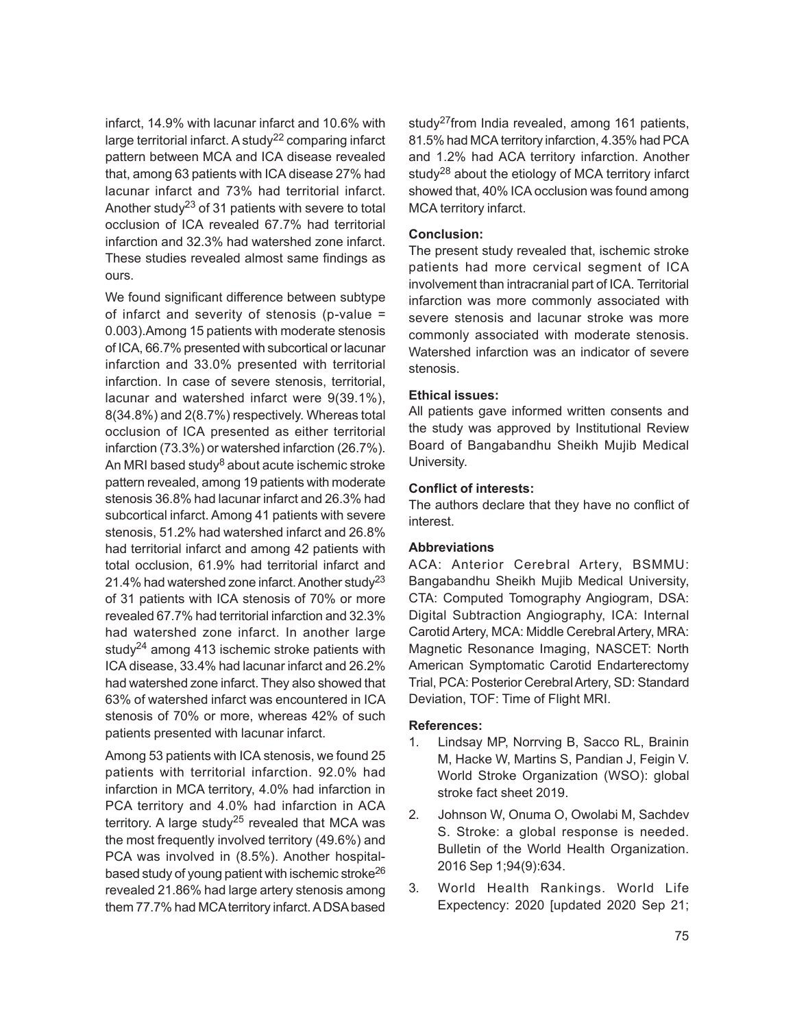infarct, 14.9% with lacunar infarct and 10.6% with large territorial infarct. A study[22] comparing infarct pattern between MCA and ICA disease revealed that, among 63 patients with ICA disease 27% had lacunar infarct and 73% had territorial infarct. Another study[23] of 31 patients with severe to total occlusion of ICA revealed 67.7% had territorial infarction and 32.3% had watershed zone infarct. These studies revealed almost same findings as ours.

We found significant difference between subtype of infarct and severity of stenosis (p-value = 0.003).Among 15 patients with moderate stenosis of ICA, 66.7% presented with subcortical or lacunar infarction and 33.0% presented with territorial infarction. In case of severe stenosis, territorial, lacunar and watershed infarct were 9(39.1%), 8(34.8%) and 2(8.7%) respectively. Whereas total occlusion of ICA presented as either territorial infarction (73.3%) or watershed infarction (26.7%). An MRI based study[8] about acute ischemic stroke pattern revealed, among 19 patients with moderate stenosis 36.8% had lacunar infarct and 26.3% had subcortical infarct. Among 41 patients with severe stenosis, 51.2% had watershed infarct and 26.8% had territorial infarct and among 42 patients with total occlusion, 61.9% had territorial infarct and 21.4% had watershed zone infarct. Another study[23] of 31 patients with ICA stenosis of 70% or more revealed 67.7% had territorial infarction and 32.3% had watershed zone infarct. In another large study[24] among 413 ischemic stroke patients with ICA disease, 33.4% had lacunar infarct and 26.2% had watershed zone infarct. They also showed that 63% of watershed infarct was encountered in ICA stenosis of 70% or more, whereas 42% of such patients presented with lacunar infarct.

Among 53 patients with ICA stenosis, we found 25 patients with territorial infarction. 92.0% had infarction in MCA territory, 4.0% had infarction in PCA territory and 4.0% had infarction in ACA territory. A large study[25] revealed that MCA was the most frequently involved territory (49.6%) and PCA was involved in (8.5%). Another hospital-based study of young patient with ischemic stroke[26] revealed 21.86% had large artery stenosis among them 77.7% had MCA territory infarct. A DSA based study[27]from India revealed, among 161 patients, 81.5% had MCA territory infarction, 4.35% had PCA and 1.2% had ACA territory infarction. Another study[28] about the etiology of MCA territory infarct showed that, 40% ICA occlusion was found among MCA territory infarct.

### Conclusion:

The present study revealed that, ischemic stroke patients had more cervical segment of ICA involvement than intracranial part of ICA. Territorial infarction was more commonly associated with severe stenosis and lacunar stroke was more commonly associated with moderate stenosis. Watershed infarction was an indicator of severe stenosis.

### Ethical issues:

All patients gave informed written consents and the study was approved by Institutional Review Board of Bangabandhu Sheikh Mujib Medical University.

### Conflict of interests:

The authors declare that they have no conflict of interest.

### Abbreviations

ACA: Anterior Cerebral Artery, BSMMU: Bangabandhu Sheikh Mujib Medical University, CTA: Computed Tomography Angiogram, DSA: Digital Subtraction Angiography, ICA: Internal Carotid Artery, MCA: Middle Cerebral Artery, MRA: Magnetic Resonance Imaging, NASCET: North American Symptomatic Carotid Endarterectomy Trial, PCA: Posterior Cerebral Artery, SD: Standard Deviation, TOF: Time of Flight MRI.

### References:

1. Lindsay MP, Norrving B, Sacco RL, Brainin M, Hacke W, Martins S, Pandian J, Feigin V. World Stroke Organization (WSO): global stroke fact sheet 2019.
2. Johnson W, Onuma O, Owolabi M, Sachdev S. Stroke: a global response is needed. Bulletin of the World Health Organization. 2016 Sep 1;94(9):634.
3. World Health Rankings. World Life Expectency: 2020 [updated 2020 Sep 21;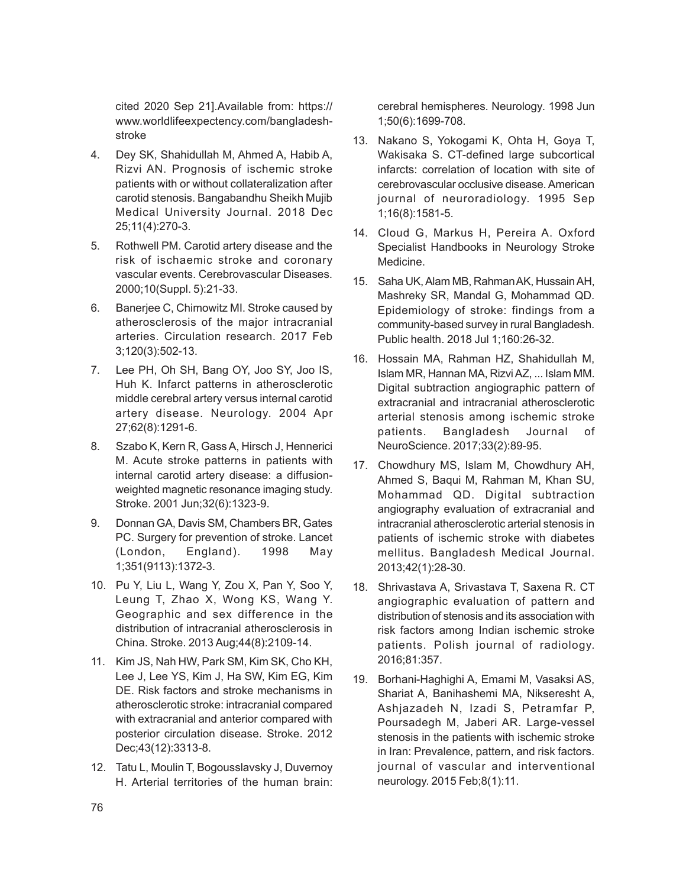cited 2020 Sep 21].Available from: https:// www.worldlifeexpectency.com/bangladesh-stroke

4. Dey SK, Shahidullah M, Ahmed A, Habib A, Rizvi AN. Prognosis of ischemic stroke patients with or without collateralization after carotid stenosis. Bangabandhu Sheikh Mujib Medical University Journal. 2018 Dec 25;11(4):270-3.
5. Rothwell PM. Carotid artery disease and the risk of ischaemic stroke and coronary vascular events. Cerebrovascular Diseases. 2000;10(Suppl. 5):21-33.
6. Banerjee C, Chimowitz MI. Stroke caused by atherosclerosis of the major intracranial arteries. Circulation research. 2017 Feb 3;120(3):502-13.
7. Lee PH, Oh SH, Bang OY, Joo SY, Joo IS, Huh K. Infarct patterns in atherosclerotic middle cerebral artery versus internal carotid artery disease. Neurology. 2004 Apr 27;62(8):1291-6.
8. Szabo K, Kern R, Gass A, Hirsch J, Hennerici M. Acute stroke patterns in patients with internal carotid artery disease: a diffusion-weighted magnetic resonance imaging study. Stroke. 2001 Jun;32(6):1323-9.
9. Donnan GA, Davis SM, Chambers BR, Gates PC. Surgery for prevention of stroke. Lancet (London, England). 1998 May 1;351(9113):1372-3.
10. Pu Y, Liu L, Wang Y, Zou X, Pan Y, Soo Y, Leung T, Zhao X, Wong KS, Wang Y. Geographic and sex difference in the distribution of intracranial atherosclerosis in China. Stroke. 2013 Aug;44(8):2109-14.
11. Kim JS, Nah HW, Park SM, Kim SK, Cho KH, Lee J, Lee YS, Kim J, Ha SW, Kim EG, Kim DE. Risk factors and stroke mechanisms in atherosclerotic stroke: intracranial compared with extracranial and anterior compared with posterior circulation disease. Stroke. 2012 Dec;43(12):3313-8.
12. Tatu L, Moulin T, Bogousslavsky J, Duvernoy H. Arterial territories of the human brain: cerebral hemispheres. Neurology. 1998 Jun 1;50(6):1699-708.
13. Nakano S, Yokogami K, Ohta H, Goya T, Wakisaka S. CT-defined large subcortical infarcts: correlation of location with site of cerebrovascular occlusive disease. American journal of neuroradiology. 1995 Sep 1;16(8):1581-5.
14. Cloud G, Markus H, Pereira A. Oxford Specialist Handbooks in Neurology Stroke Medicine.
15. Saha UK, Alam MB, Rahman AK, Hussain AH, Mashreky SR, Mandal G, Mohammad QD. Epidemiology of stroke: findings from a community-based survey in rural Bangladesh. Public health. 2018 Jul 1;160:26-32.
16. Hossain MA, Rahman HZ, Shahidullah M, Islam MR, Hannan MA, Rizvi AZ, ... Islam MM. Digital subtraction angiographic pattern of extracranial and intracranial atherosclerotic arterial stenosis among ischemic stroke patients. Bangladesh Journal of NeuroScience. 2017;33(2):89-95.
17. Chowdhury MS, Islam M, Chowdhury AH, Ahmed S, Baqui M, Rahman M, Khan SU, Mohammad QD. Digital subtraction angiography evaluation of extracranial and intracranial atherosclerotic arterial stenosis in patients of ischemic stroke with diabetes mellitus. Bangladesh Medical Journal. 2013;42(1):28-30.
18. Shrivastava A, Srivastava T, Saxena R. CT angiographic evaluation of pattern and distribution of stenosis and its association with risk factors among Indian ischemic stroke patients. Polish journal of radiology. 2016;81:357.
19. Borhani-Haghighi A, Emami M, Vasaksi AS, Shariat A, Banihashemi MA, Nikseresht A, Ashjazadeh N, Izadi S, Petramfar P, Poursadegh M, Jaberi AR. Large-vessel stenosis in the patients with ischemic stroke in Iran: Prevalence, pattern, and risk factors. journal of vascular and interventional neurology. 2015 Feb;8(1):11.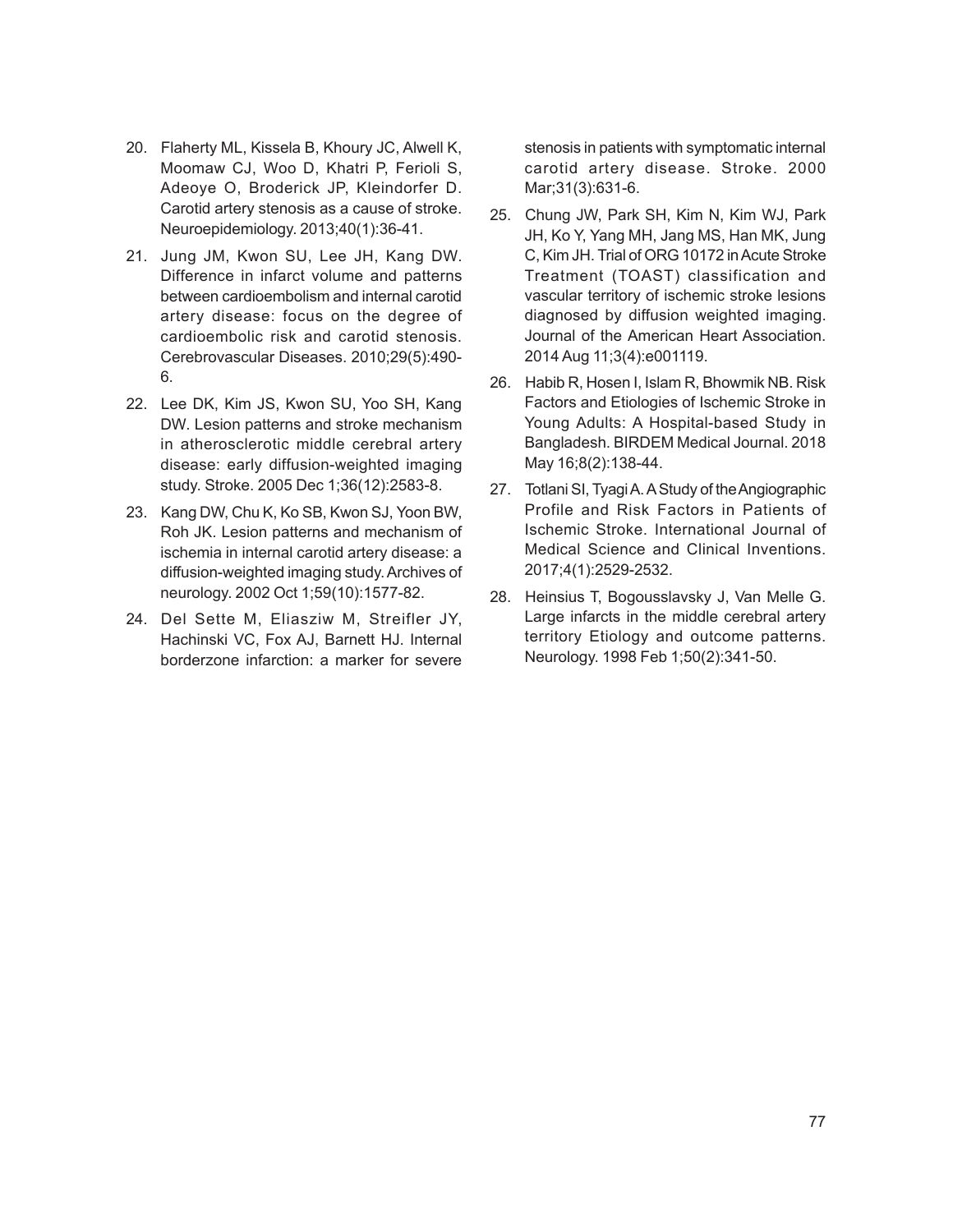20. Flaherty ML, Kissela B, Khoury JC, Alwell K, Moomaw CJ, Woo D, Khatri P, Ferioli S, Adeoye O, Broderick JP, Kleindorfer D. Carotid artery stenosis as a cause of stroke. Neuroepidemiology. 2013;40(1):36-41.
21. Jung JM, Kwon SU, Lee JH, Kang DW. Difference in infarct volume and patterns between cardioembolism and internal carotid artery disease: focus on the degree of cardioembolic risk and carotid stenosis. Cerebrovascular Diseases. 2010;29(5):490-6.
22. Lee DK, Kim JS, Kwon SU, Yoo SH, Kang DW. Lesion patterns and stroke mechanism in atherosclerotic middle cerebral artery disease: early diffusion-weighted imaging study. Stroke. 2005 Dec 1;36(12):2583-8.
23. Kang DW, Chu K, Ko SB, Kwon SJ, Yoon BW, Roh JK. Lesion patterns and mechanism of ischemia in internal carotid artery disease: a diffusion-weighted imaging study. Archives of neurology. 2002 Oct 1;59(10):1577-82.
24. Del Sette M, Eliasziw M, Streifler JY, Hachinski VC, Fox AJ, Barnett HJ. Internal borderzone infarction: a marker for severe stenosis in patients with symptomatic internal carotid artery disease. Stroke. 2000 Mar;31(3):631-6.
25. Chung JW, Park SH, Kim N, Kim WJ, Park JH, Ko Y, Yang MH, Jang MS, Han MK, Jung C, Kim JH. Trial of ORG 10172 in Acute Stroke Treatment (TOAST) classification and vascular territory of ischemic stroke lesions diagnosed by diffusion weighted imaging. Journal of the American Heart Association. 2014 Aug 11;3(4):e001119.
26. Habib R, Hosen I, Islam R, Bhowmik NB. Risk Factors and Etiologies of Ischemic Stroke in Young Adults: A Hospital-based Study in Bangladesh. BIRDEM Medical Journal. 2018 May 16;8(2):138-44.
27. Totlani SI, Tyagi A. A Study of the Angiographic Profile and Risk Factors in Patients of Ischemic Stroke. International Journal of Medical Science and Clinical Inventions. 2017;4(1):2529-2532.
28. Heinsius T, Bogousslavsky J, Van Melle G. Large infarcts in the middle cerebral artery territory Etiology and outcome patterns. Neurology. 1998 Feb 1;50(2):341-50.